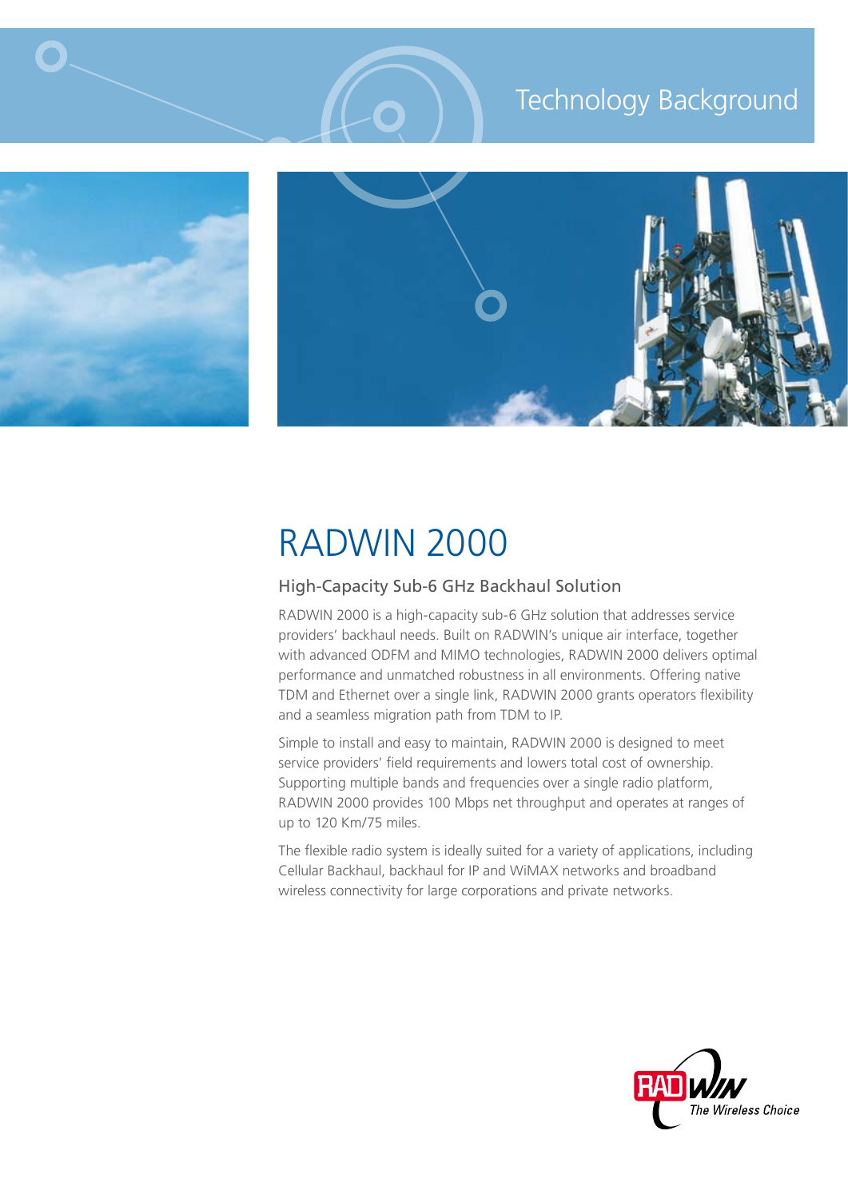Technology Background

# RADWIN 2000

## High-Capacity Sub-6 GHz Backhaul Solution

RADWIN 2000 is a high-capacity sub-6 GHz solution that addresses service providers' backhaul needs. Built on RADWIN's unique air interface, together with advanced ODFM and MIMO technologies, RADWIN 2000 delivers optimal performance and unmatched robustness in all environments. Offering native TDM and Ethernet over a single link, RADWIN 2000 grants operators flexibility and a seamless migration path from TDM to IP.

Simple to install and easy to maintain, RADWIN 2000 is designed to meet service providers' field requirements and lowers total cost of ownership. Supporting multiple bands and frequencies over a single radio platform, RADWIN 2000 provides 100 Mbps net throughput and operates at ranges of up to 120 Km/75 miles.

The flexible radio system is ideally suited for a variety of applications, including Cellular Backhaul, backhaul for IP and WiMAX networks and broadband wireless connectivity for large corporations and private networks.

RADWIN The Wireless Choice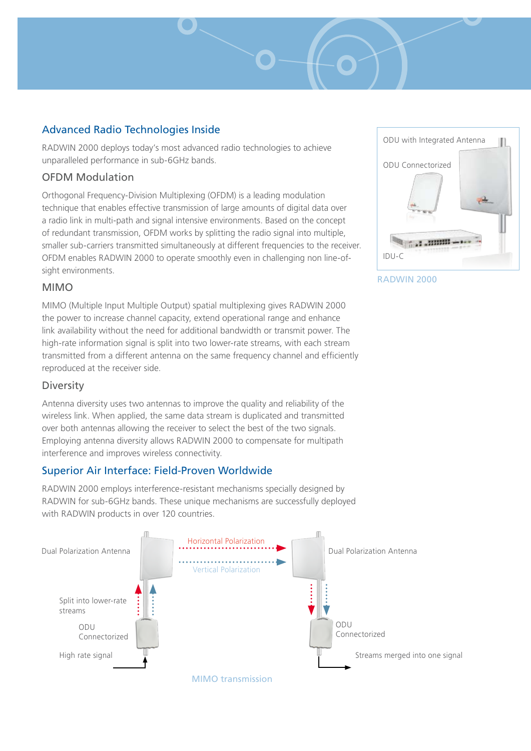## Advanced Radio Technologies Inside

RADWIN 2000 deploys today's most advanced radio technologies to achieve unparalleled performance in sub-6GHz bands.

### OFDM Modulation

Orthogonal Frequency-Division Multiplexing (OFDM) is a leading modulation technique that enables effective transmission of large amounts of digital data over a radio link in multi-path and signal intensive environments. Based on the concept of redundant transmission, OFDM works by splitting the radio signal into multiple, smaller sub-carriers transmitted simultaneously at different frequencies to the receiver. OFDM enables RADWIN 2000 to operate smoothly even in challenging non line-of-sight environments.

### MIMO

MIMO (Multiple Input Multiple Output) spatial multiplexing gives RADWIN 2000 the power to increase channel capacity, extend operational range and enhance link availability without the need for additional bandwidth or transmit power. The high-rate information signal is split into two lower-rate streams, with each stream transmitted from a different antenna on the same frequency channel and efficiently reproduced at the receiver side.

### Diversity

Antenna diversity uses two antennas to improve the quality and reliability of the wireless link. When applied, the same data stream is duplicated and transmitted over both antennas allowing the receiver to select the best of the two signals. Employing antenna diversity allows RADWIN 2000 to compensate for multipath interference and improves wireless connectivity.

## Superior Air Interface: Field-Proven Worldwide

RADWIN 2000 employs interference-resistant mechanisms specially designed by RADWIN for sub-6GHz bands. These unique mechanisms are successfully deployed with RADWIN products in over 120 countries.

ODU with Integrated Antenna

ODU Connectorized

IDU-C

RADWIN 2000

Dual Polarization Antenna

Horizontal Polarization

Vertical Polarization

Dual Polarization Antenna

Split into lower-rate streams

ODU Connectorized

ODU Connectorized

High rate signal

Streams merged into one signal

MIMO transmission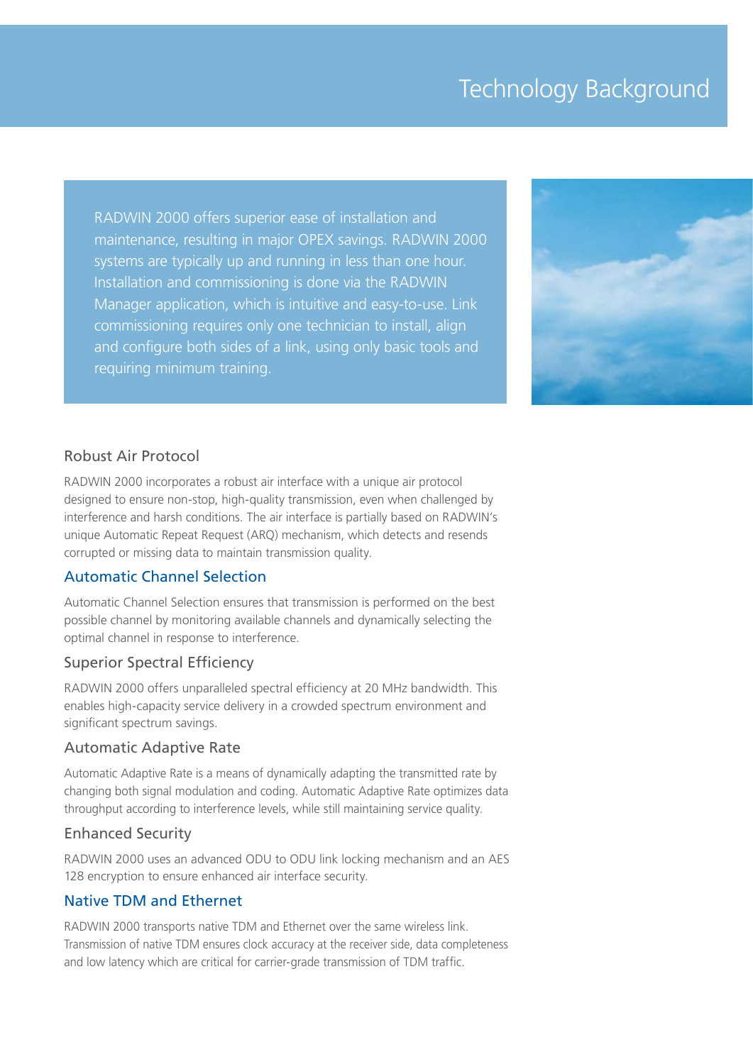# Technology Background

RADWIN 2000 offers superior ease of installation and maintenance, resulting in major OPEX savings. RADWIN 2000 systems are typically up and running in less than one hour. Installation and commissioning is done via the RADWIN Manager application, which is intuitive and easy-to-use. Link commissioning requires only one technician to install, align and configure both sides of a link, using only basic tools and requiring minimum training.

## Robust Air Protocol

RADWIN 2000 incorporates a robust air interface with a unique air protocol designed to ensure non-stop, high-quality transmission, even when challenged by interference and harsh conditions. The air interface is partially based on RADWIN's unique Automatic Repeat Request (ARQ) mechanism, which detects and resends corrupted or missing data to maintain transmission quality.

## Automatic Channel Selection

Automatic Channel Selection ensures that transmission is performed on the best possible channel by monitoring available channels and dynamically selecting the optimal channel in response to interference.

## Superior Spectral Efficiency

RADWIN 2000 offers unparalleled spectral efficiency at 20 MHz bandwidth. This enables high-capacity service delivery in a crowded spectrum environment and significant spectrum savings.

## Automatic Adaptive Rate

Automatic Adaptive Rate is a means of dynamically adapting the transmitted rate by changing both signal modulation and coding. Automatic Adaptive Rate optimizes data throughput according to interference levels, while still maintaining service quality.

## Enhanced Security

RADWIN 2000 uses an advanced ODU to ODU link locking mechanism and an AES 128 encryption to ensure enhanced air interface security.

## Native TDM and Ethernet

RADWIN 2000 transports native TDM and Ethernet over the same wireless link. Transmission of native TDM ensures clock accuracy at the receiver side, data completeness and low latency which are critical for carrier-grade transmission of TDM traffic.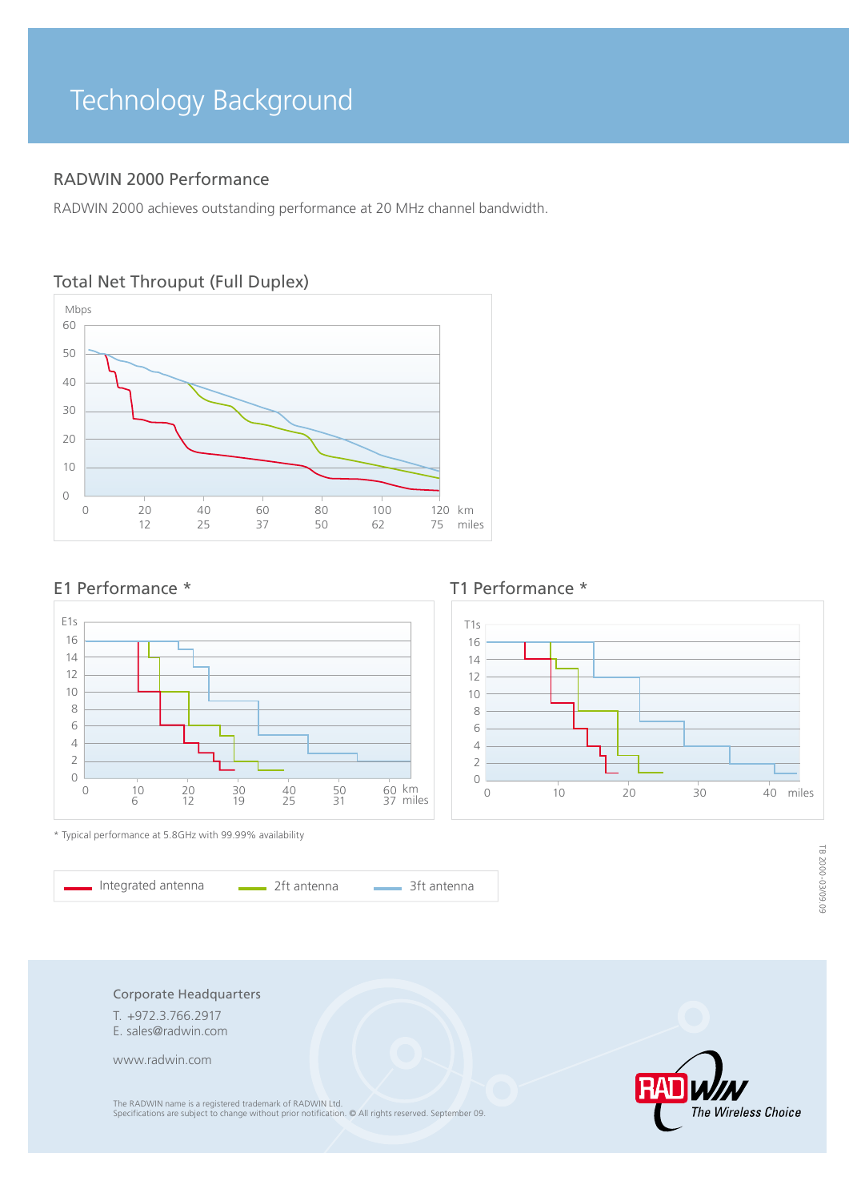# Technology Background

## RADWIN 2000 Performance

RADWIN 2000 achieves outstanding performance at 20 MHz channel bandwidth.

### Total Net Throuput (Full Duplex)

Mbps
60
50
40
30
20
10
0

0 20 40 60 80 100 120 km
12 25 37 50 62 75 miles

### E1 Performance *

E1s
16
14
12
10
8
6
4
2
0

0 10 20 30 40 50 60 km
6 12 19 25 31 37 miles

### T1 Performance *

T1s
16
14
12
10
8
6
4
2
0

0 10 20 30 40 miles

* Typical performance at 5.8GHz with 99.99% availability

Integrated antenna    2ft antenna    3ft antenna

TB 2000-03/09 09

Corporate Headquarters
T. +972.3.766.2917
E. sales@radwin.com

www.radwin.com

The RADWIN name is a registered trademark of RADWIN Ltd.
Specifications are subject to change without prior notification. © All rights reserved. September 09.

RADWIN The Wireless Choice